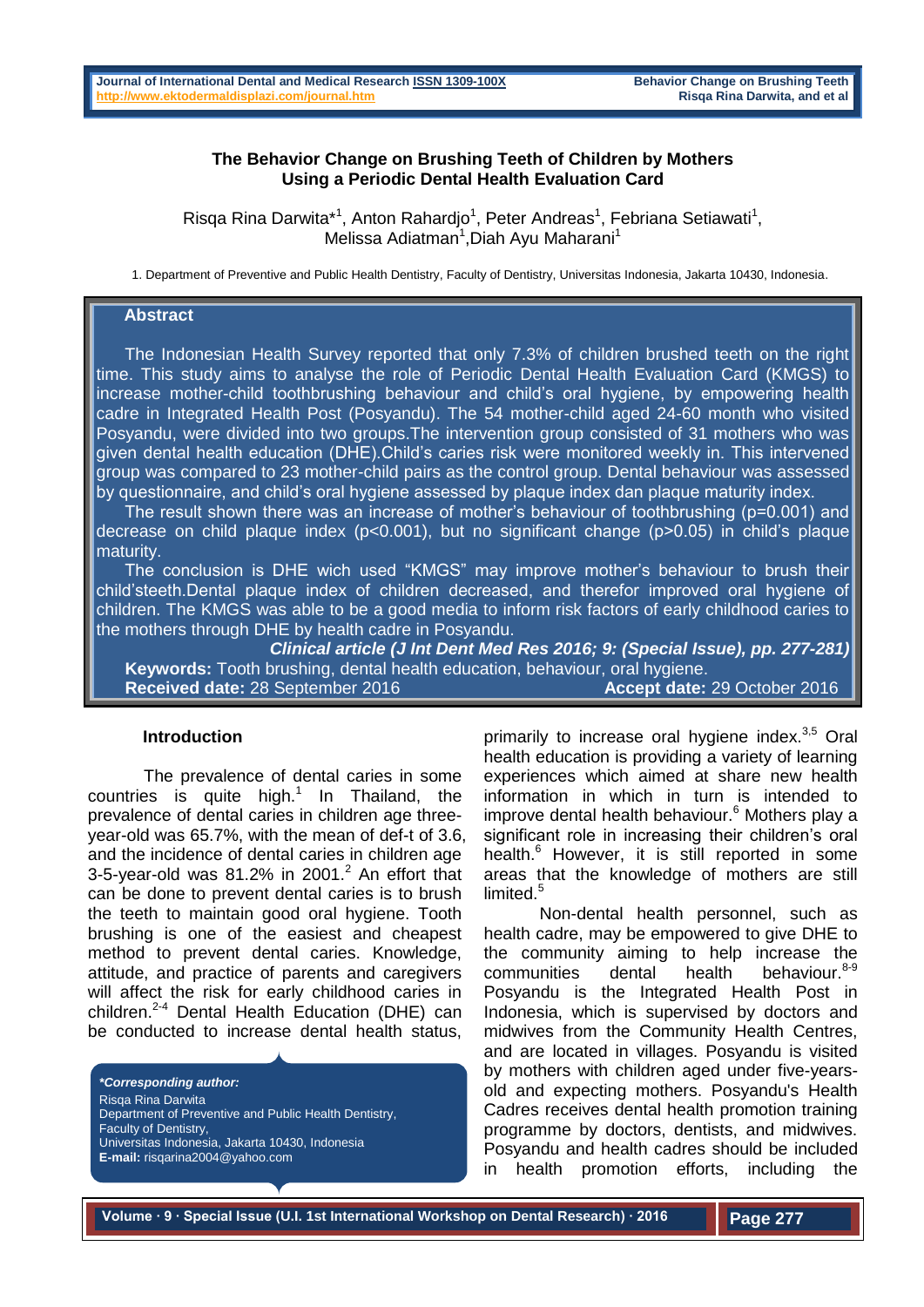# The Behavior Change on Brushing Teeth of Children by Mothers Using a Periodic Dental Health Evaluation Card

Risqa Rina Darwita*[1], Anton Rahardjo[1], Peter Andreas[1], Febriana Setiawati[1], Melissa Adiatman[1], Diah Ayu Maharani[1]

1. Department of Preventive and Public Health Dentistry, Faculty of Dentistry, Universitas Indonesia, Jakarta 10430, Indonesia.

## Abstract

The Indonesian Health Survey reported that only 7.3% of children brushed teeth on the right time. This study aims to analyse the role of Periodic Dental Health Evaluation Card (KMGS) to increase mother-child toothbrushing behaviour and child's oral hygiene, by empowering health cadre in Integrated Health Post (Posyandu). The 54 mother-child aged 24-60 month who visited Posyandu, were divided into two groups.The intervention group consisted of 31 mothers who was given dental health education (DHE).Child's caries risk were monitored weekly in. This intervened group was compared to 23 mother-child pairs as the control group. Dental behaviour was assessed by questionnaire, and child's oral hygiene assessed by plaque index dan plaque maturity index.

The result shown there was an increase of mother's behaviour of toothbrushing (p=0.001) and decrease on child plaque index (p<0.001), but no significant change (p>0.05) in child's plaque maturity.

The conclusion is DHE wich used "KMGS" may improve mother's behaviour to brush their child'steeth.Dental plaque index of children decreased, and therefor improved oral hygiene of children. The KMGS was able to be a good media to inform risk factors of early childhood caries to the mothers through DHE by health cadre in Posyandu.

***Clinical article (J Int Dent Med Res 2016; 9: (Special Issue), pp. 277-281)***

**Keywords:** Tooth brushing, dental health education, behaviour, oral hygiene.

**Received date:** 28 September 2016 **Accept date:** 29 October 2016

## Introduction

The prevalence of dental caries in some countries is quite high.[1] In Thailand, the prevalence of dental caries in children age three-year-old was 65.7%, with the mean of def-t of 3.6, and the incidence of dental caries in children age 3-5-year-old was 81.2% in 2001.[2] An effort that can be done to prevent dental caries is to brush the teeth to maintain good oral hygiene. Tooth brushing is one of the easiest and cheapest method to prevent dental caries. Knowledge, attitude, and practice of parents and caregivers will affect the risk for early childhood caries in children.[2-4] Dental Health Education (DHE) can be conducted to increase dental health status, primarily to increase oral hygiene index.[3,5] Oral health education is providing a variety of learning experiences which aimed at share new health information in which in turn is intended to improve dental health behaviour.[6] Mothers play a significant role in increasing their children's oral health.[6] However, it is still reported in some areas that the knowledge of mothers are still limited.[5]

Non-dental health personnel, such as health cadre, may be empowered to give DHE to the community aiming to help increase the communities dental health behaviour.[8-9] Posyandu is the Integrated Health Post in Indonesia, which is supervised by doctors and midwives from the Community Health Centres, and are located in villages. Posyandu is visited by mothers with children aged under five-years-old and expecting mothers. Posyandu's Health Cadres receives dental health promotion training programme by doctors, dentists, and midwives. Posyandu and health cadres should be included in health promotion efforts, including the

***Corresponding author:**
Risqa Rina Darwita
Department of Preventive and Public Health Dentistry, Faculty of Dentistry,
Universitas Indonesia, Jakarta 10430, Indonesia
**E-mail:** risqarina2004@yahoo.com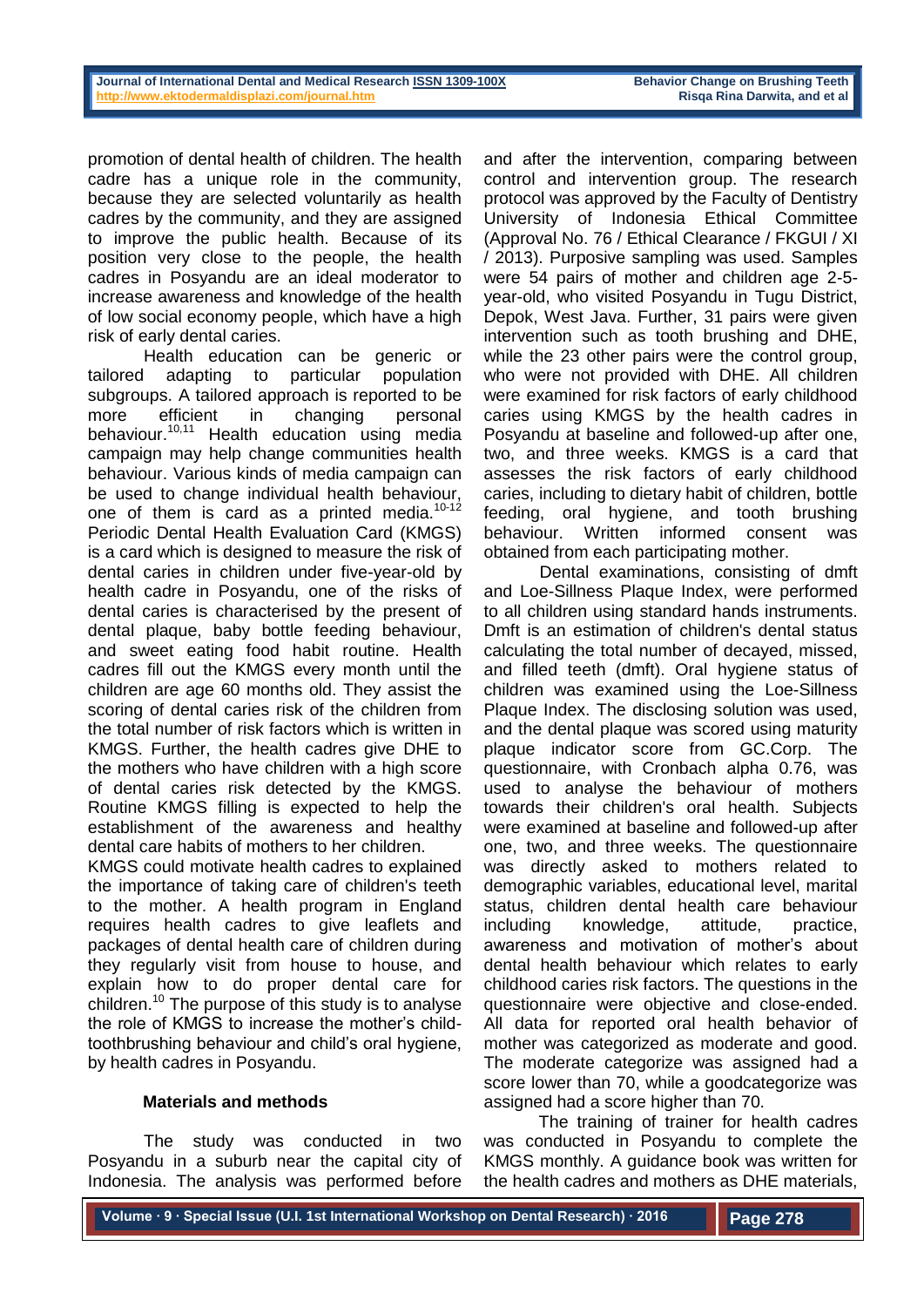promotion of dental health of children. The health cadre has a unique role in the community, because they are selected voluntarily as health cadres by the community, and they are assigned to improve the public health. Because of its position very close to the people, the health cadres in Posyandu are an ideal moderator to increase awareness and knowledge of the health of low social economy people, which have a high risk of early dental caries.

Health education can be generic or tailored adapting to particular population subgroups. A tailored approach is reported to be more efficient in changing personal behaviour.[10,11] Health education using media campaign may help change communities health behaviour. Various kinds of media campaign can be used to change individual health behaviour, one of them is card as a printed media.[10-12] Periodic Dental Health Evaluation Card (KMGS) is a card which is designed to measure the risk of dental caries in children under five-year-old by health cadre in Posyandu, one of the risks of dental caries is characterised by the present of dental plaque, baby bottle feeding behaviour, and sweet eating food habit routine. Health cadres fill out the KMGS every month until the children are age 60 months old. They assist the scoring of dental caries risk of the children from the total number of risk factors which is written in KMGS. Further, the health cadres give DHE to the mothers who have children with a high score of dental caries risk detected by the KMGS. Routine KMGS filling is expected to help the establishment of the awareness and healthy dental care habits of mothers to her children.

KMGS could motivate health cadres to explained the importance of taking care of children's teeth to the mother. A health program in England requires health cadres to give leaflets and packages of dental health care of children during they regularly visit from house to house, and explain how to do proper dental care for children.[10] The purpose of this study is to analyse the role of KMGS to increase the mother's child-toothbrushing behaviour and child's oral hygiene, by health cadres in Posyandu.

## Materials and methods

The study was conducted in two Posyandu in a suburb near the capital city of Indonesia. The analysis was performed before and after the intervention, comparing between control and intervention group. The research protocol was approved by the Faculty of Dentistry University of Indonesia Ethical Committee (Approval No. 76 / Ethical Clearance / FKGUI / XI / 2013). Purposive sampling was used. Samples were 54 pairs of mother and children age 2-5-year-old, who visited Posyandu in Tugu District, Depok, West Java. Further, 31 pairs were given intervention such as tooth brushing and DHE, while the 23 other pairs were the control group, who were not provided with DHE. All children were examined for risk factors of early childhood caries using KMGS by the health cadres in Posyandu at baseline and followed-up after one, two, and three weeks. KMGS is a card that assesses the risk factors of early childhood caries, including to dietary habit of children, bottle feeding, oral hygiene, and tooth brushing behaviour. Written informed consent was obtained from each participating mother.

Dental examinations, consisting of dmft and Loe-Sillness Plaque Index, were performed to all children using standard hands instruments. Dmft is an estimation of children's dental status calculating the total number of decayed, missed, and filled teeth (dmft). Oral hygiene status of children was examined using the Loe-Sillness Plaque Index. The disclosing solution was used, and the dental plaque was scored using maturity plaque indicator score from GC.Corp. The questionnaire, with Cronbach alpha 0.76, was used to analyse the behaviour of mothers towards their children's oral health. Subjects were examined at baseline and followed-up after one, two, and three weeks. The questionnaire was directly asked to mothers related to demographic variables, educational level, marital status, children dental health care behaviour including knowledge, attitude, practice, awareness and motivation of mother's about dental health behaviour which relates to early childhood caries risk factors. The questions in the questionnaire were objective and close-ended. All data for reported oral health behavior of mother was categorized as moderate and good. The moderate categorize was assigned had a score lower than 70, while a goodcategorize was assigned had a score higher than 70.

The training of trainer for health cadres was conducted in Posyandu to complete the KMGS monthly. A guidance book was written for the health cadres and mothers as DHE materials,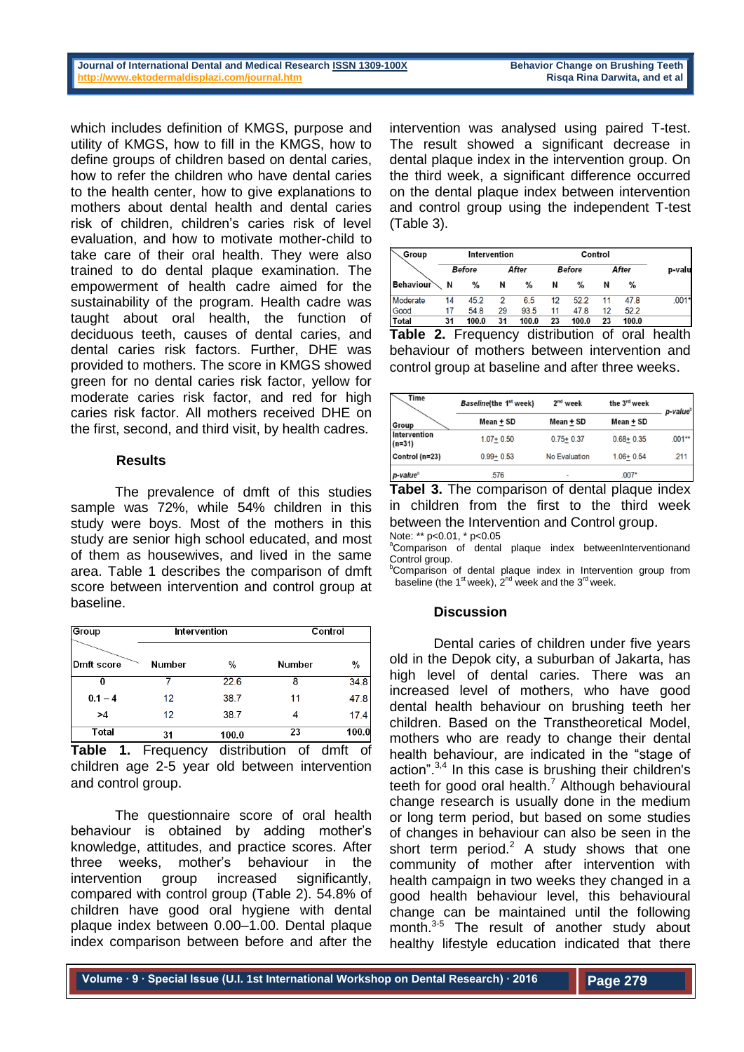which includes definition of KMGS, purpose and utility of KMGS, how to fill in the KMGS, how to define groups of children based on dental caries, how to refer the children who have dental caries to the health center, how to give explanations to mothers about dental health and dental caries risk of children, children's caries risk of level evaluation, and how to motivate mother-child to take care of their oral health. They were also trained to do dental plaque examination. The empowerment of health cadre aimed for the sustainability of the program. Health cadre was taught about oral health, the function of deciduous teeth, causes of dental caries, and dental caries risk factors. Further, DHE was provided to mothers. The score in KMGS showed green for no dental caries risk factor, yellow for moderate caries risk factor, and red for high caries risk factor. All mothers received DHE on the first, second, and third visit, by health cadres.

### Results

The prevalence of dmft of this studies sample was 72%, while 54% children in this study were boys. Most of the mothers in this study are senior high school educated, and most of them as housewives, and lived in the same area. Table 1 describes the comparison of dmft score between intervention and control group at baseline.

| Group / Dmft score | Intervention | | Control | |
|---|---|---|---|---|
| | Number | % | Number | % |
| 0 | 7 | 22.6 | 8 | 34.8 |
| 0.1 – 4 | 12 | 38.7 | 11 | 47.8 |
| >4 | 12 | 38.7 | 4 | 17.4 |
| Total | 31 | 100.0 | 23 | 100.0 |

**Table 1.** Frequency distribution of dmft of children age 2-5 year old between intervention and control group.

The questionnaire score of oral health behaviour is obtained by adding mother's knowledge, attitudes, and practice scores. After three weeks, mother's behaviour in the intervention group increased significantly, compared with control group (Table 2). 54.8% of children have good oral hygiene with dental plaque index between 0.00–1.00. Dental plaque index comparison between before and after the intervention was analysed using paired T-test. The result showed a significant decrease in dental plaque index in the intervention group. On the third week, a significant difference occurred on the dental plaque index between intervention and control group using the independent T-test (Table 3).

| Group / Behaviour | Intervention | | | | Control | | | | p-value |
|---|---|---|---|---|---|---|---|---|---|
| | Before | | After | | Before | | After | | |
| | N | % | N | % | N | % | N | % | |
| Moderate | 14 | 45.2 | 2 | 6.5 | 12 | 52.2 | 11 | 47.8 | .001* |
| Good | 17 | 54.8 | 29 | 93.5 | 11 | 47.8 | 12 | 52.2 | |
| Total | 31 | 100.0 | 31 | 100.0 | 23 | 100.0 | 23 | 100.0 | |

**Table 2.** Frequency distribution of oral health behaviour of mothers between intervention and control group at baseline and after three weeks.

| Group / Time | Baseline(the 1st week) | 2nd week | the 3rd week | p-value[b] |
|---|---|---|---|---|
| | Mean ± SD | Mean ± SD | Mean ± SD | |
| Intervention (n=31) | 1.07± 0.50 | 0.75± 0.37 | 0.68± 0.35 | .001** |
| Control (n=23) | 0.99± 0.53 | No Evaluation | 1.06± 0.54 | .211 |
| p-value[a] | .576 | - | .007* | |

**Tabel 3.** The comparison of dental plaque index in children from the first to the third week between the Intervention and Control group.

Note: ** p<0.01, * p<0.05
[a]Comparison of dental plaque index betweenInterventionand Control group.
[b]Comparison of dental plaque index in Intervention group from baseline (the 1st week), 2nd week and the 3rd week.

### Discussion

Dental caries of children under five years old in the Depok city, a suburban of Jakarta, has high level of dental caries. There was an increased level of mothers, who have good dental health behaviour on brushing teeth her children. Based on the Transtheoretical Model, mothers who are ready to change their dental health behaviour, are indicated in the "stage of action".[3,4] In this case is brushing their children's teeth for good oral health.[7] Although behavioural change research is usually done in the medium or long term period, but based on some studies of changes in behaviour can also be seen in the short term period.[2] A study shows that one community of mother after intervention with health campaign in two weeks they changed in a good health behaviour level, this behavioural change can be maintained until the following month.[3-5] The result of another study about healthy lifestyle education indicated that there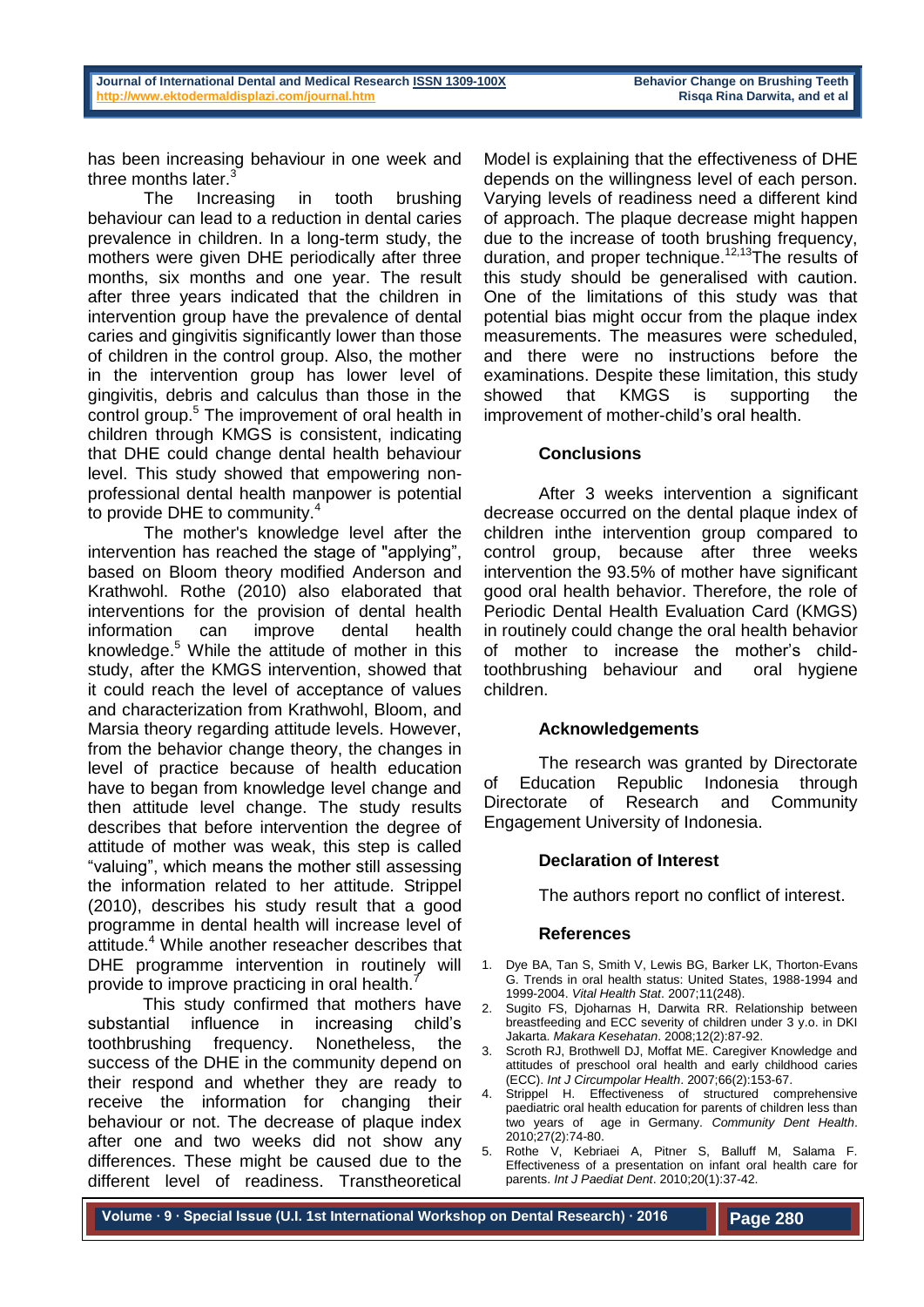has been increasing behaviour in one week and three months later.[3]

The Increasing in tooth brushing behaviour can lead to a reduction in dental caries prevalence in children. In a long-term study, the mothers were given DHE periodically after three months, six months and one year. The result after three years indicated that the children in intervention group have the prevalence of dental caries and gingivitis significantly lower than those of children in the control group. Also, the mother in the intervention group has lower level of gingivitis, debris and calculus than those in the control group.[5] The improvement of oral health in children through KMGS is consistent, indicating that DHE could change dental health behaviour level. This study showed that empowering non-professional dental health manpower is potential to provide DHE to community.[4]

The mother's knowledge level after the intervention has reached the stage of "applying", based on Bloom theory modified Anderson and Krathwohl. Rothe (2010) also elaborated that interventions for the provision of dental health information can improve dental health knowledge.[5] While the attitude of mother in this study, after the KMGS intervention, showed that it could reach the level of acceptance of values and characterization from Krathwohl, Bloom, and Marsia theory regarding attitude levels. However, from the behavior change theory, the changes in level of practice because of health education have to began from knowledge level change and then attitude level change. The study results describes that before intervention the degree of attitude of mother was weak, this step is called "valuing", which means the mother still assessing the information related to her attitude. Strippel (2010), describes his study result that a good programme in dental health will increase level of attitude.[4] While another reseacher describes that DHE programme intervention in routinely will provide to improve practicing in oral health.[7]

This study confirmed that mothers have substantial influence in increasing child's toothbrushing frequency. Nonetheless, the success of the DHE in the community depend on their respond and whether they are ready to receive the information for changing their behaviour or not. The decrease of plaque index after one and two weeks did not show any differences. These might be caused due to the different level of readiness. Transtheoretical Model is explaining that the effectiveness of DHE depends on the willingness level of each person. Varying levels of readiness need a different kind of approach. The plaque decrease might happen due to the increase of tooth brushing frequency, duration, and proper technique.[12,13]The results of this study should be generalised with caution. One of the limitations of this study was that potential bias might occur from the plaque index measurements. The measures were scheduled, and there were no instructions before the examinations. Despite these limitation, this study showed that KMGS is supporting the improvement of mother-child's oral health.

## Conclusions

After 3 weeks intervention a significant decrease occurred on the dental plaque index of children inthe intervention group compared to control group, because after three weeks intervention the 93.5% of mother have significant good oral health behavior. Therefore, the role of Periodic Dental Health Evaluation Card (KMGS) in routinely could change the oral health behavior of mother to increase the mother's child-toothbrushing behaviour and oral hygiene children.

## Acknowledgements

The research was granted by Directorate of Education Republic Indonesia through Directorate of Research and Community Engagement University of Indonesia.

## Declaration of Interest

The authors report no conflict of interest.

## References

1. Dye BA, Tan S, Smith V, Lewis BG, Barker LK, Thorton-Evans G. Trends in oral health status: United States, 1988-1994 and 1999-2004. *Vital Health Stat*. 2007;11(248).
2. Sugito FS, Djoharnas H, Darwita RR. Relationship between breastfeeding and ECC severity of children under 3 y.o. in DKI Jakarta. *Makara Kesehatan*. 2008;12(2):87-92.
3. Scroth RJ, Brothwell DJ, Moffat ME. Caregiver Knowledge and attitudes of preschool oral health and early childhood caries (ECC). *Int J Circumpolar Health*. 2007;66(2):153-67.
4. Strippel H. Effectiveness of structured comprehensive paediatric oral health education for parents of children less than two years of age in Germany. *Community Dent Health*. 2010;27(2):74-80.
5. Rothe V, Kebriaei A, Pitner S, Balluff M, Salama F. Effectiveness of a presentation on infant oral health care for parents. *Int J Paediat Dent*. 2010;20(1):37-42.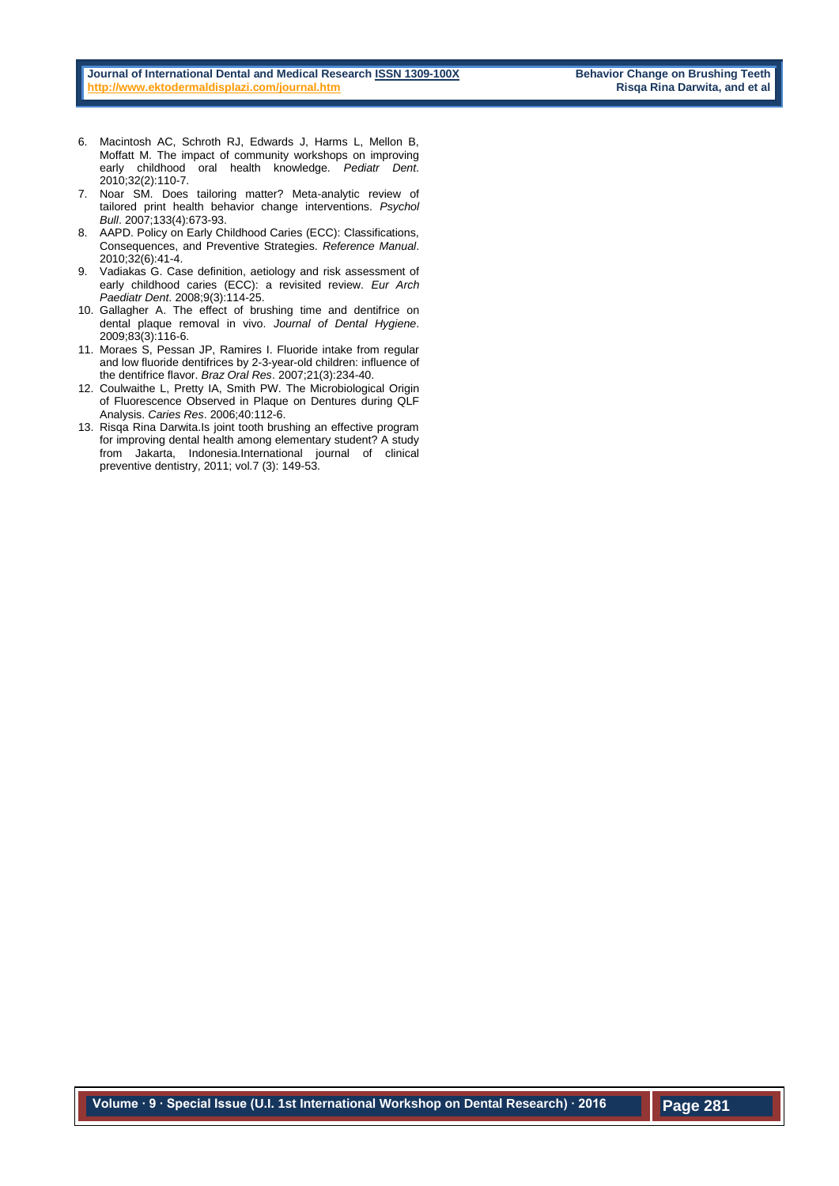6. Macintosh AC, Schroth RJ, Edwards J, Harms L, Mellon B, Moffatt M. The impact of community workshops on improving early childhood oral health knowledge. *Pediatr Dent*. 2010;32(2):110-7.
7. Noar SM. Does tailoring matter? Meta-analytic review of tailored print health behavior change interventions. *Psychol Bull*. 2007;133(4):673-93.
8. AAPD. Policy on Early Childhood Caries (ECC): Classifications, Consequences, and Preventive Strategies. *Reference Manual*. 2010;32(6):41-4.
9. Vadiakas G. Case definition, aetiology and risk assessment of early childhood caries (ECC): a revisited review. *Eur Arch Paediatr Dent*. 2008;9(3):114-25.
10. Gallagher A. The effect of brushing time and dentifrice on dental plaque removal in vivo. *Journal of Dental Hygiene*. 2009;83(3):116-6.
11. Moraes S, Pessan JP, Ramires I. Fluoride intake from regular and low fluoride dentifrices by 2-3-year-old children: influence of the dentifrice flavor. *Braz Oral Res*. 2007;21(3):234-40.
12. Coulwaithe L, Pretty IA, Smith PW. The Microbiological Origin of Fluorescence Observed in Plaque on Dentures during QLF Analysis. *Caries Res*. 2006;40:112-6.
13. Risqa Rina Darwita.Is joint tooth brushing an effective program for improving dental health among elementary student? A study from Jakarta, Indonesia.International journal of clinical preventive dentistry, 2011; vol.7 (3): 149-53.